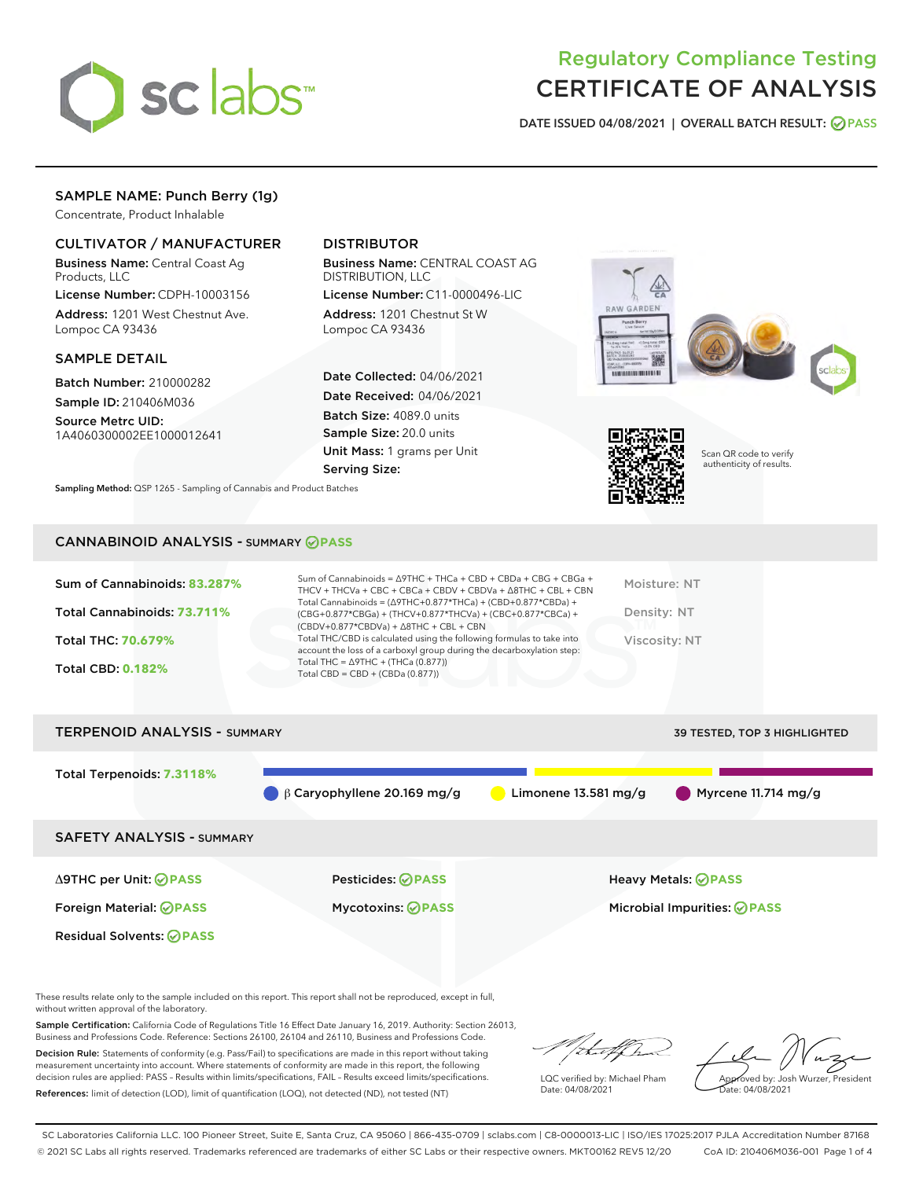# Regulatory Compliance Testing
# CERTIFICATE OF ANALYSIS

**DATE ISSUED** 04/08/2021 | **OVERALL BATCH RESULT:** PASS

## SAMPLE NAME: Punch Berry (1g)

Concentrate, Product Inhalable

### CULTIVATOR / MANUFACTURER

**Business Name:** Central Coast Ag Products, LLC
**License Number:** CDPH-10003156
**Address:** 1201 West Chestnut Ave. Lompoc CA 93436

### DISTRIBUTOR

**Business Name:** CENTRAL COAST AG DISTRIBUTION, LLC
**License Number:** C11-0000496-LIC
**Address:** 1201 Chestnut St W Lompoc CA 93436

### SAMPLE DETAIL

**Batch Number:** 210000282
**Sample ID:** 210406M036
**Source Metrc UID:** 1A4060300002EE1000012641

**Date Collected:** 04/06/2021
**Date Received:** 04/06/2021
**Batch Size:** 4089.0 units
**Sample Size:** 20.0 units
**Unit Mass:** 1 grams per Unit
**Serving Size:**

Scan QR code to verify authenticity of results.

**Sampling Method:** QSP 1265 - Sampling of Cannabis and Product Batches

## CANNABINOID ANALYSIS - SUMMARY PASS

**Sum of Cannabinoids:** 83.287%
**Total Cannabinoids:** 73.711%
**Total THC:** 70.679%
**Total CBD:** 0.182%

Sum of Cannabinoids = Δ9THC + THCa + CBD + CBDa + CBG + CBGa + THCV + THCVa + CBC + CBCa + CBDV + CBDVa + Δ8THC + CBL + CBN
Total Cannabinoids = (Δ9THC+0.877*THCa) + (CBD+0.877*CBDa) + (CBG+0.877*CBGa) + (THCV+0.877*THCVa) + (CBC+0.877*CBCa) + (CBDV+0.877*CBDVa) + Δ8THC + CBL + CBN
Total THC/CBD is calculated using the following formulas to take into account the loss of a carboxyl group during the decarboxylation step:
Total THC = Δ9THC + (THCa (0.877))
Total CBD = CBD + (CBDa (0.877))

Moisture: NT
Density: NT
Viscosity: NT

## TERPENOID ANALYSIS - SUMMARY

39 TESTED, TOP 3 HIGHLIGHTED

**Total Terpenoids:** 7.3118%

β Caryophyllene 20.169 mg/g | Limonene 13.581 mg/g | Myrcene 11.714 mg/g

## SAFETY ANALYSIS - SUMMARY

| | | |
|---|---|---|
| Δ9THC per Unit: PASS | Pesticides: PASS | Heavy Metals: PASS |
| Foreign Material: PASS | Mycotoxins: PASS | Microbial Impurities: PASS |
| Residual Solvents: PASS | | |

These results relate only to the sample included on this report. This report shall not be reproduced, except in full, without written approval of the laboratory.

**Sample Certification:** California Code of Regulations Title 16 Effect Date January 16, 2019. Authority: Section 26013, Business and Professions Code. Reference: Sections 26100, 26104 and 26110, Business and Professions Code.

**Decision Rule:** Statements of conformity (e.g. Pass/Fail) to specifications are made in this report without taking measurement uncertainty into account. Where statements of conformity are made in this report, the following decision rules are applied: PASS – Results within limits/specifications, FAIL – Results exceed limits/specifications.

**References:** limit of detection (LOD), limit of quantification (LOQ), not detected (ND), not tested (NT)

LQC verified by: Michael Pham
Date: 04/08/2021

Approved by: Josh Wurzer, President
Date: 04/08/2021

SC Laboratories California LLC. 100 Pioneer Street, Suite E, Santa Cruz, CA 95060 | 866-435-0709 | sclabs.com | C8-0000013-LIC | ISO/IES 17025:2017 PJLA Accreditation Number 87168
© 2021 SC Labs all rights reserved. Trademarks referenced are trademarks of either SC Labs or their respective owners. MKT00162 REV5 12/20 CoA ID: 210406M036-001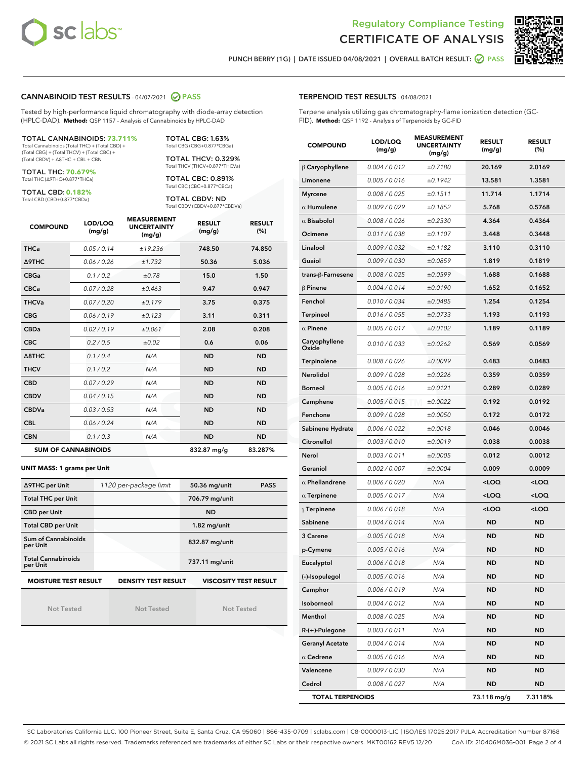Regulatory Compliance Testing
CERTIFICATE OF ANALYSIS

PUNCH BERRY (1G) | DATE ISSUED 04/08/2021 | OVERALL BATCH RESULT: PASS

## CANNABINOID TEST RESULTS - 04/07/2021 PASS

Tested by high-performance liquid chromatography with diode-array detection (HPLC-DAD). **Method:** QSP 1157 - Analysis of Cannabinoids by HPLC-DAD

**TOTAL CANNABINOIDS: 73.711%**
Total Cannabinoids (Total THC) + (Total CBD) + (Total CBG) + (Total THCV) + (Total CBC) + (Total CBDV) + Δ8THC + CBL + CBN

**TOTAL THC: 70.679%**
Total THC (Δ9THC+0.877*THCa)

**TOTAL CBD: 0.182%**
Total CBD (CBD+0.877*CBDa)

**TOTAL CBG: 1.63%**
Total CBG (CBG+0.877*CBGa)

**TOTAL THCV: 0.329%**
Total THCV (THCV+0.877*THCVa)

**TOTAL CBC: 0.891%**
Total CBC (CBC+0.877*CBCa)

**TOTAL CBDV: ND**
Total CBDV (CBDV+0.877*CBDVa)

| COMPOUND | LOD/LOQ (mg/g) | MEASUREMENT UNCERTAINTY (mg/g) | RESULT (mg/g) | RESULT (%) |
|---|---|---|---|---|
| THCa | 0.05 / 0.14 | ±19.236 | 748.50 | 74.850 |
| Δ9THC | 0.06 / 0.26 | ±1.732 | 50.36 | 5.036 |
| CBGa | 0.1 / 0.2 | ±0.78 | 15.0 | 1.50 |
| CBCa | 0.07 / 0.28 | ±0.463 | 9.47 | 0.947 |
| THCVa | 0.07 / 0.20 | ±0.179 | 3.75 | 0.375 |
| CBG | 0.06 / 0.19 | ±0.123 | 3.11 | 0.311 |
| CBDa | 0.02 / 0.19 | ±0.061 | 2.08 | 0.208 |
| CBC | 0.2 / 0.5 | ±0.02 | 0.6 | 0.06 |
| Δ8THC | 0.1 / 0.4 | N/A | ND | ND |
| THCV | 0.1 / 0.2 | N/A | ND | ND |
| CBD | 0.07 / 0.29 | N/A | ND | ND |
| CBDV | 0.04 / 0.15 | N/A | ND | ND |
| CBDVa | 0.03 / 0.53 | N/A | ND | ND |
| CBL | 0.06 / 0.24 | N/A | ND | ND |
| CBN | 0.1 / 0.3 | N/A | ND | ND |
| **SUM OF CANNABINOIDS** | | | 832.87 mg/g | 83.287% |

**UNIT MASS: 1 grams per Unit**

| | | | |
|---|---|---|---|
| Δ9THC per Unit | 1120 per-package limit | 50.36 mg/unit | PASS |
| Total THC per Unit | | 706.79 mg/unit | |
| CBD per Unit | | ND | |
| Total CBD per Unit | | 1.82 mg/unit | |
| Sum of Cannabinoids per Unit | | 832.87 mg/unit | |
| Total Cannabinoids per Unit | | 737.11 mg/unit | |

| MOISTURE TEST RESULT | DENSITY TEST RESULT | VISCOSITY TEST RESULT |
|---|---|---|
| Not Tested | Not Tested | Not Tested |

## TERPENOID TEST RESULTS - 04/08/2021

Terpene analysis utilizing gas chromatography-flame ionization detection (GC-FID). **Method:** QSP 1192 - Analysis of Terpenoids by GC-FID

| COMPOUND | LOD/LOQ (mg/g) | MEASUREMENT UNCERTAINTY (mg/g) | RESULT (mg/g) | RESULT (%) |
|---|---|---|---|---|
| β Caryophyllene | 0.004 / 0.012 | ±0.7180 | 20.169 | 2.0169 |
| Limonene | 0.005 / 0.016 | ±0.1942 | 13.581 | 1.3581 |
| Myrcene | 0.008 / 0.025 | ±0.1511 | 11.714 | 1.1714 |
| α Humulene | 0.009 / 0.029 | ±0.1852 | 5.768 | 0.5768 |
| α Bisabolol | 0.008 / 0.026 | ±0.2330 | 4.364 | 0.4364 |
| Ocimene | 0.011 / 0.038 | ±0.1107 | 3.448 | 0.3448 |
| Linalool | 0.009 / 0.032 | ±0.1182 | 3.110 | 0.3110 |
| Guaiol | 0.009 / 0.030 | ±0.0859 | 1.819 | 0.1819 |
| trans-β-Farnesene | 0.008 / 0.025 | ±0.0599 | 1.688 | 0.1688 |
| β Pinene | 0.004 / 0.014 | ±0.0190 | 1.652 | 0.1652 |
| Fenchol | 0.010 / 0.034 | ±0.0485 | 1.254 | 0.1254 |
| Terpineol | 0.016 / 0.055 | ±0.0733 | 1.193 | 0.1193 |
| α Pinene | 0.005 / 0.017 | ±0.0102 | 1.189 | 0.1189 |
| Caryophyllene Oxide | 0.010 / 0.033 | ±0.0262 | 0.569 | 0.0569 |
| Terpinolene | 0.008 / 0.026 | ±0.0099 | 0.483 | 0.0483 |
| Nerolidol | 0.009 / 0.028 | ±0.0226 | 0.359 | 0.0359 |
| Borneol | 0.005 / 0.016 | ±0.0121 | 0.289 | 0.0289 |
| Camphene | 0.005 / 0.015 | ±0.0022 | 0.192 | 0.0192 |
| Fenchone | 0.009 / 0.028 | ±0.0050 | 0.172 | 0.0172 |
| Sabinene Hydrate | 0.006 / 0.022 | ±0.0018 | 0.046 | 0.0046 |
| Citronellol | 0.003 / 0.010 | ±0.0019 | 0.038 | 0.0038 |
| Nerol | 0.003 / 0.011 | ±0.0005 | 0.012 | 0.0012 |
| Geraniol | 0.002 / 0.007 | ±0.0004 | 0.009 | 0.0009 |
| α Phellandrene | 0.006 / 0.020 | N/A | <LOQ | <LOQ |
| α Terpinene | 0.005 / 0.017 | N/A | <LOQ | <LOQ |
| γ Terpinene | 0.006 / 0.018 | N/A | <LOQ | <LOQ |
| Sabinene | 0.004 / 0.014 | N/A | ND | ND |
| 3 Carene | 0.005 / 0.018 | N/A | ND | ND |
| p-Cymene | 0.005 / 0.016 | N/A | ND | ND |
| Eucalyptol | 0.006 / 0.018 | N/A | ND | ND |
| (-)-Isopulegol | 0.005 / 0.016 | N/A | ND | ND |
| Camphor | 0.006 / 0.019 | N/A | ND | ND |
| Isoborneol | 0.004 / 0.012 | N/A | ND | ND |
| Menthol | 0.008 / 0.025 | N/A | ND | ND |
| R-(+)-Pulegone | 0.003 / 0.011 | N/A | ND | ND |
| Geranyl Acetate | 0.004 / 0.014 | N/A | ND | ND |
| α Cedrene | 0.005 / 0.016 | N/A | ND | ND |
| Valencene | 0.009 / 0.030 | N/A | ND | ND |
| Cedrol | 0.008 / 0.027 | N/A | ND | ND |
| **TOTAL TERPENOIDS** | | | 73.118 mg/g | 7.3118% |

SC Laboratories California LLC. 100 Pioneer Street, Suite E, Santa Cruz, CA 95060 | 866-435-0709 | sclabs.com | C8-0000013-LIC | ISO/IES 17025:2017 PJLA Accreditation Number 87168
© 2021 SC Labs all rights reserved. Trademarks referenced are trademarks of either SC Labs or their respective owners. MKT00162 REV5 12/20 CoA ID: 210406M036-001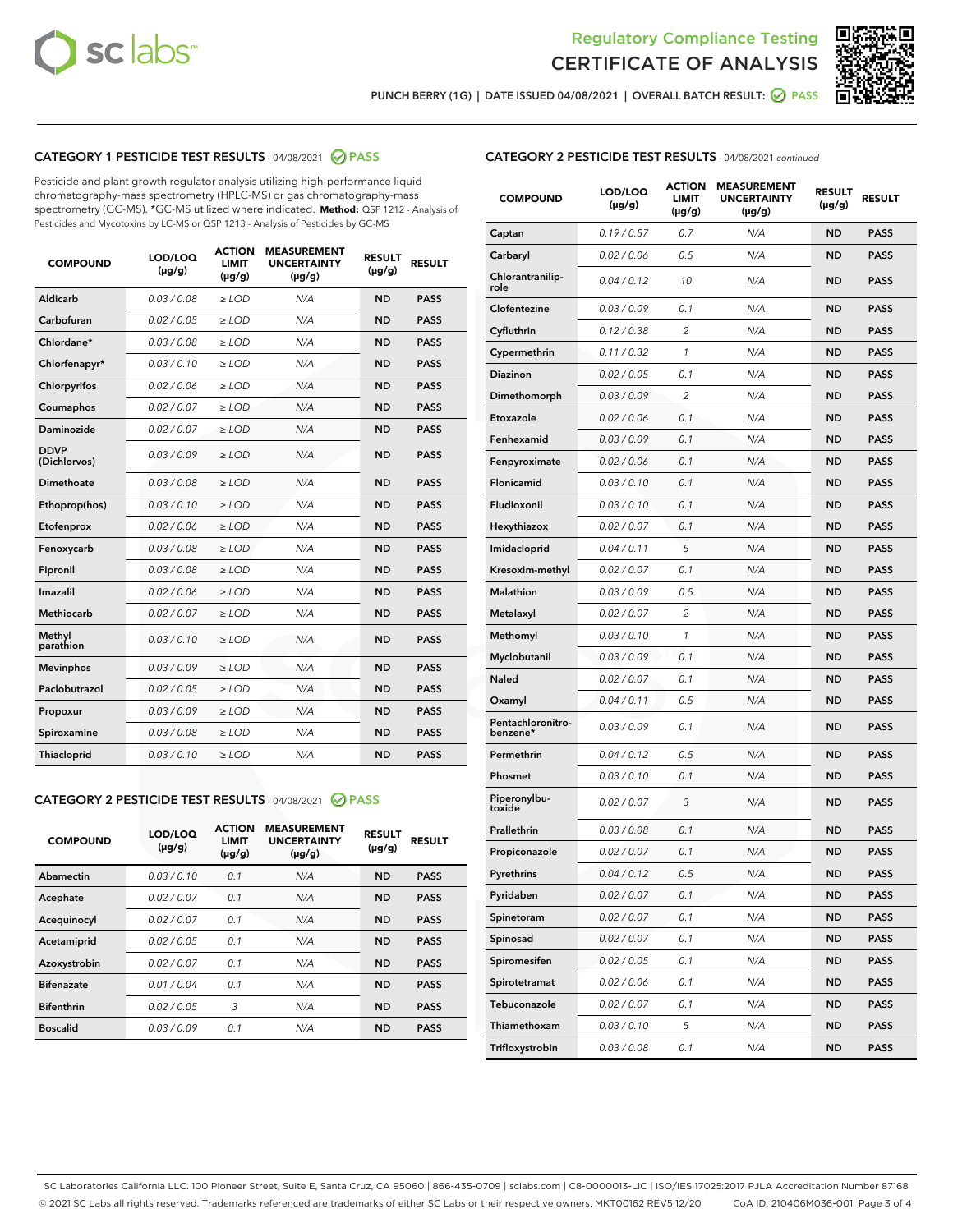Regulatory Compliance Testing

CERTIFICATE OF ANALYSIS

PUNCH BERRY (1G) | DATE ISSUED 04/08/2021 | OVERALL BATCH RESULT: PASS

## CATEGORY 1 PESTICIDE TEST RESULTS - 04/08/2021 PASS

Pesticide and plant growth regulator analysis utilizing high-performance liquid chromatography-mass spectrometry (HPLC-MS) or gas chromatography-mass spectrometry (GC-MS). *GC-MS utilized where indicated. **Method:** QSP 1212 - Analysis of Pesticides and Mycotoxins by LC-MS or QSP 1213 - Analysis of Pesticides by GC-MS

| COMPOUND | LOD/LOQ (µg/g) | ACTION LIMIT (µg/g) | MEASUREMENT UNCERTAINTY (µg/g) | RESULT (µg/g) | RESULT |
|---|---|---|---|---|---|
| Aldicarb | 0.03 / 0.08 | ≥ LOD | N/A | ND | PASS |
| Carbofuran | 0.02 / 0.05 | ≥ LOD | N/A | ND | PASS |
| Chlordane* | 0.03 / 0.08 | ≥ LOD | N/A | ND | PASS |
| Chlorfenapyr* | 0.03 / 0.10 | ≥ LOD | N/A | ND | PASS |
| Chlorpyrifos | 0.02 / 0.06 | ≥ LOD | N/A | ND | PASS |
| Coumaphos | 0.02 / 0.07 | ≥ LOD | N/A | ND | PASS |
| Daminozide | 0.02 / 0.07 | ≥ LOD | N/A | ND | PASS |
| DDVP (Dichlorvos) | 0.03 / 0.09 | ≥ LOD | N/A | ND | PASS |
| Dimethoate | 0.03 / 0.08 | ≥ LOD | N/A | ND | PASS |
| Ethoprop(hos) | 0.03 / 0.10 | ≥ LOD | N/A | ND | PASS |
| Etofenprox | 0.02 / 0.06 | ≥ LOD | N/A | ND | PASS |
| Fenoxycarb | 0.03 / 0.08 | ≥ LOD | N/A | ND | PASS |
| Fipronil | 0.03 / 0.08 | ≥ LOD | N/A | ND | PASS |
| Imazalil | 0.02 / 0.06 | ≥ LOD | N/A | ND | PASS |
| Methiocarb | 0.02 / 0.07 | ≥ LOD | N/A | ND | PASS |
| Methyl parathion | 0.03 / 0.10 | ≥ LOD | N/A | ND | PASS |
| Mevinphos | 0.03 / 0.09 | ≥ LOD | N/A | ND | PASS |
| Paclobutrazol | 0.02 / 0.05 | ≥ LOD | N/A | ND | PASS |
| Propoxur | 0.03 / 0.09 | ≥ LOD | N/A | ND | PASS |
| Spiroxamine | 0.03 / 0.08 | ≥ LOD | N/A | ND | PASS |
| Thiacloprid | 0.03 / 0.10 | ≥ LOD | N/A | ND | PASS |

## CATEGORY 2 PESTICIDE TEST RESULTS - 04/08/2021 PASS

| COMPOUND | LOD/LOQ (µg/g) | ACTION LIMIT (µg/g) | MEASUREMENT UNCERTAINTY (µg/g) | RESULT (µg/g) | RESULT |
|---|---|---|---|---|---|
| Abamectin | 0.03 / 0.10 | 0.1 | N/A | ND | PASS |
| Acephate | 0.02 / 0.07 | 0.1 | N/A | ND | PASS |
| Acequinocyl | 0.02 / 0.07 | 0.1 | N/A | ND | PASS |
| Acetamiprid | 0.02 / 0.05 | 0.1 | N/A | ND | PASS |
| Azoxystrobin | 0.02 / 0.07 | 0.1 | N/A | ND | PASS |
| Bifenazate | 0.01 / 0.04 | 0.1 | N/A | ND | PASS |
| Bifenthrin | 0.02 / 0.05 | 3 | N/A | ND | PASS |
| Boscalid | 0.03 / 0.09 | 0.1 | N/A | ND | PASS |
| Captan | 0.19 / 0.57 | 0.7 | N/A | ND | PASS |
| Carbaryl | 0.02 / 0.06 | 0.5 | N/A | ND | PASS |
| Chlorantraniliprole | 0.04 / 0.12 | 10 | N/A | ND | PASS |
| Clofentezine | 0.03 / 0.09 | 0.1 | N/A | ND | PASS |
| Cyfluthrin | 0.12 / 0.38 | 2 | N/A | ND | PASS |
| Cypermethrin | 0.11 / 0.32 | 1 | N/A | ND | PASS |
| Diazinon | 0.02 / 0.05 | 0.1 | N/A | ND | PASS |
| Dimethomorph | 0.03 / 0.09 | 2 | N/A | ND | PASS |
| Etoxazole | 0.02 / 0.06 | 0.1 | N/A | ND | PASS |
| Fenhexamid | 0.03 / 0.09 | 0.1 | N/A | ND | PASS |
| Fenpyroximate | 0.02 / 0.06 | 0.1 | N/A | ND | PASS |
| Flonicamid | 0.03 / 0.10 | 0.1 | N/A | ND | PASS |
| Fludioxonil | 0.03 / 0.10 | 0.1 | N/A | ND | PASS |
| Hexythiazox | 0.02 / 0.07 | 0.1 | N/A | ND | PASS |
| Imidacloprid | 0.04 / 0.11 | 5 | N/A | ND | PASS |
| Kresoxim-methyl | 0.02 / 0.07 | 0.1 | N/A | ND | PASS |
| Malathion | 0.03 / 0.09 | 0.5 | N/A | ND | PASS |
| Metalaxyl | 0.02 / 0.07 | 2 | N/A | ND | PASS |
| Methomyl | 0.03 / 0.10 | 1 | N/A | ND | PASS |
| Myclobutanil | 0.03 / 0.09 | 0.1 | N/A | ND | PASS |
| Naled | 0.02 / 0.07 | 0.1 | N/A | ND | PASS |
| Oxamyl | 0.04 / 0.11 | 0.5 | N/A | ND | PASS |
| Pentachloronitrobenzene* | 0.03 / 0.09 | 0.1 | N/A | ND | PASS |
| Permethrin | 0.04 / 0.12 | 0.5 | N/A | ND | PASS |
| Phosmet | 0.03 / 0.10 | 0.1 | N/A | ND | PASS |
| Piperonylbutoxide | 0.02 / 0.07 | 3 | N/A | ND | PASS |
| Prallethrin | 0.03 / 0.08 | 0.1 | N/A | ND | PASS |
| Propiconazole | 0.02 / 0.07 | 0.1 | N/A | ND | PASS |
| Pyrethrins | 0.04 / 0.12 | 0.5 | N/A | ND | PASS |
| Pyridaben | 0.02 / 0.07 | 0.1 | N/A | ND | PASS |
| Spinetoram | 0.02 / 0.07 | 0.1 | N/A | ND | PASS |
| Spinosad | 0.02 / 0.07 | 0.1 | N/A | ND | PASS |
| Spiromesifen | 0.02 / 0.05 | 0.1 | N/A | ND | PASS |
| Spirotetramat | 0.02 / 0.06 | 0.1 | N/A | ND | PASS |
| Tebuconazole | 0.02 / 0.07 | 0.1 | N/A | ND | PASS |
| Thiamethoxam | 0.03 / 0.10 | 5 | N/A | ND | PASS |
| Trifloxystrobin | 0.03 / 0.08 | 0.1 | N/A | ND | PASS |

SC Laboratories California LLC. 100 Pioneer Street, Suite E, Santa Cruz, CA 95060 | 866-435-0709 | sclabs.com | C8-0000013-LIC | ISO/IES 17025:2017 PJLA Accreditation Number 87168
© 2021 SC Labs all rights reserved. Trademarks referenced are trademarks of either SC Labs or their respective owners. MKT00162 REV5 12/20 CoA ID: 210406M036-001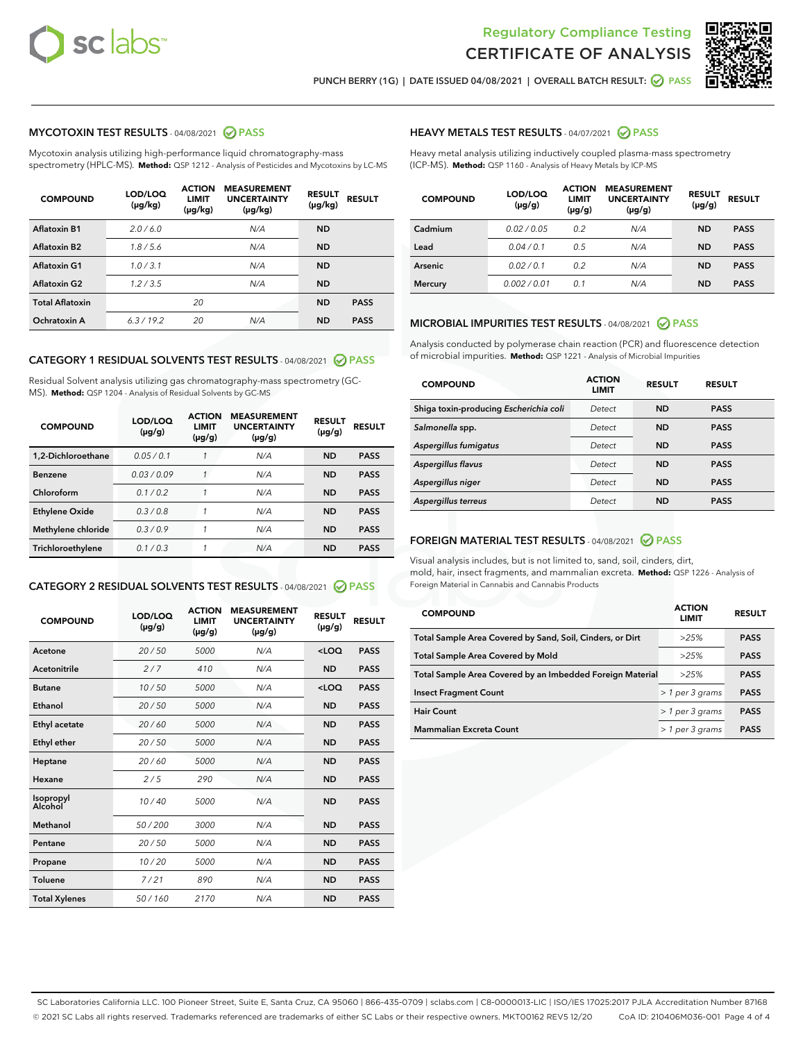Regulatory Compliance Testing
CERTIFICATE OF ANALYSIS

PUNCH BERRY (1G) | DATE ISSUED 04/08/2021 | OVERALL BATCH RESULT: PASS

## MYCOTOXIN TEST RESULTS - 04/08/2021 PASS

Mycotoxin analysis utilizing high-performance liquid chromatography-mass spectrometry (HPLC-MS). **Method:** QSP 1212 - Analysis of Pesticides and Mycotoxins by LC-MS

| COMPOUND | LOD/LOQ (µg/kg) | ACTION LIMIT (µg/kg) | MEASUREMENT UNCERTAINTY (µg/kg) | RESULT (µg/kg) | RESULT |
|---|---|---|---|---|---|
| Aflatoxin B1 | 2.0 / 6.0 | | N/A | ND | |
| Aflatoxin B2 | 1.8 / 5.6 | | N/A | ND | |
| Aflatoxin G1 | 1.0 / 3.1 | | N/A | ND | |
| Aflatoxin G2 | 1.2 / 3.5 | | N/A | ND | |
| Total Aflatoxin | | 20 | | ND | PASS |
| Ochratoxin A | 6.3 / 19.2 | 20 | N/A | ND | PASS |

## CATEGORY 1 RESIDUAL SOLVENTS TEST RESULTS - 04/08/2021 PASS

Residual Solvent analysis utilizing gas chromatography-mass spectrometry (GC-MS). **Method:** QSP 1204 - Analysis of Residual Solvents by GC-MS

| COMPOUND | LOD/LOQ (µg/g) | ACTION LIMIT (µg/g) | MEASUREMENT UNCERTAINTY (µg/g) | RESULT (µg/g) | RESULT |
|---|---|---|---|---|---|
| 1,2-Dichloroethane | 0.05 / 0.1 | 1 | N/A | ND | PASS |
| Benzene | 0.03 / 0.09 | 1 | N/A | ND | PASS |
| Chloroform | 0.1 / 0.2 | 1 | N/A | ND | PASS |
| Ethylene Oxide | 0.3 / 0.8 | 1 | N/A | ND | PASS |
| Methylene chloride | 0.3 / 0.9 | 1 | N/A | ND | PASS |
| Trichloroethylene | 0.1 / 0.3 | 1 | N/A | ND | PASS |

## CATEGORY 2 RESIDUAL SOLVENTS TEST RESULTS - 04/08/2021 PASS

| COMPOUND | LOD/LOQ (µg/g) | ACTION LIMIT (µg/g) | MEASUREMENT UNCERTAINTY (µg/g) | RESULT (µg/g) | RESULT |
|---|---|---|---|---|---|
| Acetone | 20 / 50 | 5000 | N/A | <LOQ | PASS |
| Acetonitrile | 2 / 7 | 410 | N/A | ND | PASS |
| Butane | 10 / 50 | 5000 | N/A | <LOQ | PASS |
| Ethanol | 20 / 50 | 5000 | N/A | ND | PASS |
| Ethyl acetate | 20 / 60 | 5000 | N/A | ND | PASS |
| Ethyl ether | 20 / 50 | 5000 | N/A | ND | PASS |
| Heptane | 20 / 60 | 5000 | N/A | ND | PASS |
| Hexane | 2 / 5 | 290 | N/A | ND | PASS |
| Isopropyl Alcohol | 10 / 40 | 5000 | N/A | ND | PASS |
| Methanol | 50 / 200 | 3000 | N/A | ND | PASS |
| Pentane | 20 / 50 | 5000 | N/A | ND | PASS |
| Propane | 10 / 20 | 5000 | N/A | ND | PASS |
| Toluene | 7 / 21 | 890 | N/A | ND | PASS |
| Total Xylenes | 50 / 160 | 2170 | N/A | ND | PASS |

## HEAVY METALS TEST RESULTS - 04/07/2021 PASS

Heavy metal analysis utilizing inductively coupled plasma-mass spectrometry (ICP-MS). **Method:** QSP 1160 - Analysis of Heavy Metals by ICP-MS

| COMPOUND | LOD/LOQ (µg/g) | ACTION LIMIT (µg/g) | MEASUREMENT UNCERTAINTY (µg/g) | RESULT (µg/g) | RESULT |
|---|---|---|---|---|---|
| Cadmium | 0.02 / 0.05 | 0.2 | N/A | ND | PASS |
| Lead | 0.04 / 0.1 | 0.5 | N/A | ND | PASS |
| Arsenic | 0.02 / 0.1 | 0.2 | N/A | ND | PASS |
| Mercury | 0.002 / 0.01 | 0.1 | N/A | ND | PASS |

## MICROBIAL IMPURITIES TEST RESULTS - 04/08/2021 PASS

Analysis conducted by polymerase chain reaction (PCR) and fluorescence detection of microbial impurities. **Method:** QSP 1221 - Analysis of Microbial Impurities

| COMPOUND | ACTION LIMIT | RESULT | RESULT |
|---|---|---|---|
| *Shiga toxin-producing Escherichia coli* | Detect | ND | PASS |
| *Salmonella* spp. | Detect | ND | PASS |
| *Aspergillus fumigatus* | Detect | ND | PASS |
| *Aspergillus flavus* | Detect | ND | PASS |
| *Aspergillus niger* | Detect | ND | PASS |
| *Aspergillus terreus* | Detect | ND | PASS |

## FOREIGN MATERIAL TEST RESULTS - 04/08/2021 PASS

Visual analysis includes, but is not limited to, sand, soil, cinders, dirt, mold, hair, insect fragments, and mammalian excreta. **Method:** QSP 1226 - Analysis of Foreign Material in Cannabis and Cannabis Products

| COMPOUND | ACTION LIMIT | RESULT |
|---|---|---|
| Total Sample Area Covered by Sand, Soil, Cinders, or Dirt | >25% | PASS |
| Total Sample Area Covered by Mold | >25% | PASS |
| Total Sample Area Covered by an Imbedded Foreign Material | >25% | PASS |
| Insect Fragment Count | > 1 per 3 grams | PASS |
| Hair Count | > 1 per 3 grams | PASS |
| Mammalian Excreta Count | > 1 per 3 grams | PASS |

SC Laboratories California LLC. 100 Pioneer Street, Suite E, Santa Cruz, CA 95060 | 866-435-0709 | sclabs.com | C8-0000013-LIC | ISO/IES 17025:2017 PJLA Accreditation Number 87168
© 2021 SC Labs all rights reserved. Trademarks referenced are trademarks of either SC Labs or their respective owners. MKT00162 REV5 12/20 CoA ID: 210406M036-001